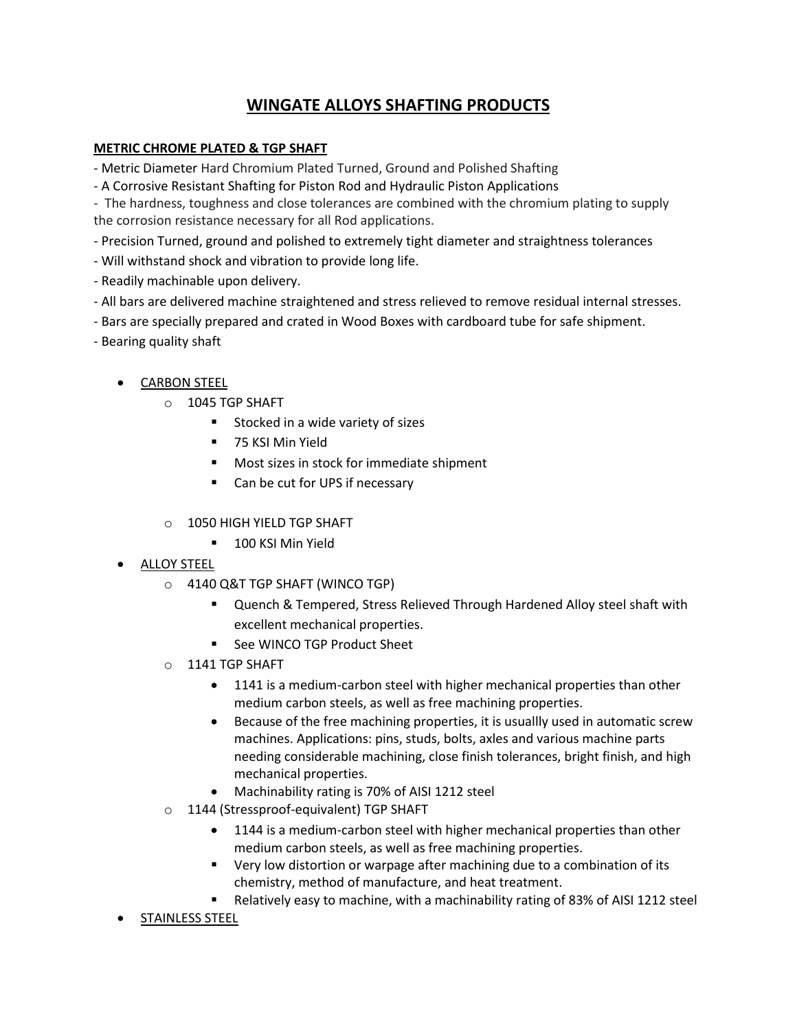# WINGATE ALLOYS SHAFTING PRODUCTS

## METRIC CHROME PLATED & TGP SHAFT

- Metric Diameter Hard Chromium Plated Turned, Ground and Polished Shafting
- A Corrosive Resistant Shafting for Piston Rod and Hydraulic Piston Applications
- The hardness, toughness and close tolerances are combined with the chromium plating to supply the corrosion resistance necessary for all Rod applications.
- Precision Turned, ground and polished to extremely tight diameter and straightness tolerances
- Will withstand shock and vibration to provide long life.
- Readily machinable upon delivery.
- All bars are delivered machine straightened and stress relieved to remove residual internal stresses.
- Bars are specially prepared and crated in Wood Boxes with cardboard tube for safe shipment.
- Bearing quality shaft

- CARBON STEEL
  - 1045 TGP SHAFT
    - Stocked in a wide variety of sizes
    - 75 KSI Min Yield
    - Most sizes in stock for immediate shipment
    - Can be cut for UPS if necessary
  - 1050 HIGH YIELD TGP SHAFT
    - 100 KSI Min Yield
- ALLOY STEEL
  - 4140 Q&T TGP SHAFT (WINCO TGP)
    - Quench & Tempered, Stress Relieved Through Hardened Alloy steel shaft with excellent mechanical properties.
    - See WINCO TGP Product Sheet
  - 1141 TGP SHAFT
    - 1141 is a medium-carbon steel with higher mechanical properties than other medium carbon steels, as well as free machining properties.
    - Because of the free machining properties, it is usuallly used in automatic screw machines. Applications: pins, studs, bolts, axles and various machine parts needing considerable machining, close finish tolerances, bright finish, and high mechanical properties.
    - Machinability rating is 70% of AISI 1212 steel
  - 1144 (Stressproof-equivalent) TGP SHAFT
    - 1144 is a medium-carbon steel with higher mechanical properties than other medium carbon steels, as well as free machining properties.
    - Very low distortion or warpage after machining due to a combination of its chemistry, method of manufacture, and heat treatment.
    - Relatively easy to machine, with a machinability rating of 83% of AISI 1212 steel
- STAINLESS STEEL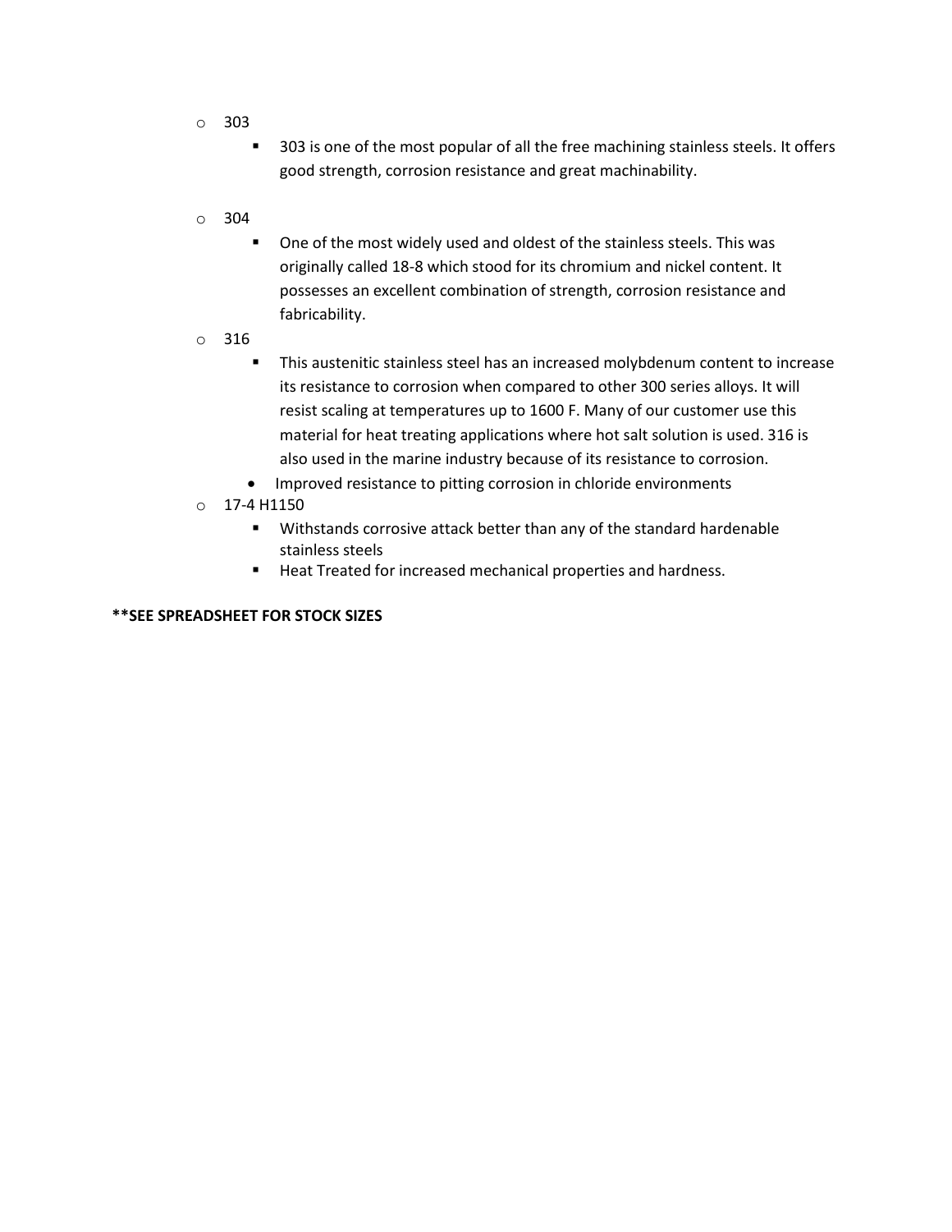- 303
  - 303 is one of the most popular of all the free machining stainless steels. It offers good strength, corrosion resistance and great machinability.
- 304
  - One of the most widely used and oldest of the stainless steels. This was originally called 18-8 which stood for its chromium and nickel content. It possesses an excellent combination of strength, corrosion resistance and fabricability.
- 316
  - This austenitic stainless steel has an increased molybdenum content to increase its resistance to corrosion when compared to other 300 series alloys. It will resist scaling at temperatures up to 1600 F. Many of our customer use this material for heat treating applications where hot salt solution is used. 316 is also used in the marine industry because of its resistance to corrosion.
  - Improved resistance to pitting corrosion in chloride environments
- 17-4 H1150
  - Withstands corrosive attack better than any of the standard hardenable stainless steels
  - Heat Treated for increased mechanical properties and hardness.

**\*\*SEE SPREADSHEET FOR STOCK SIZES**